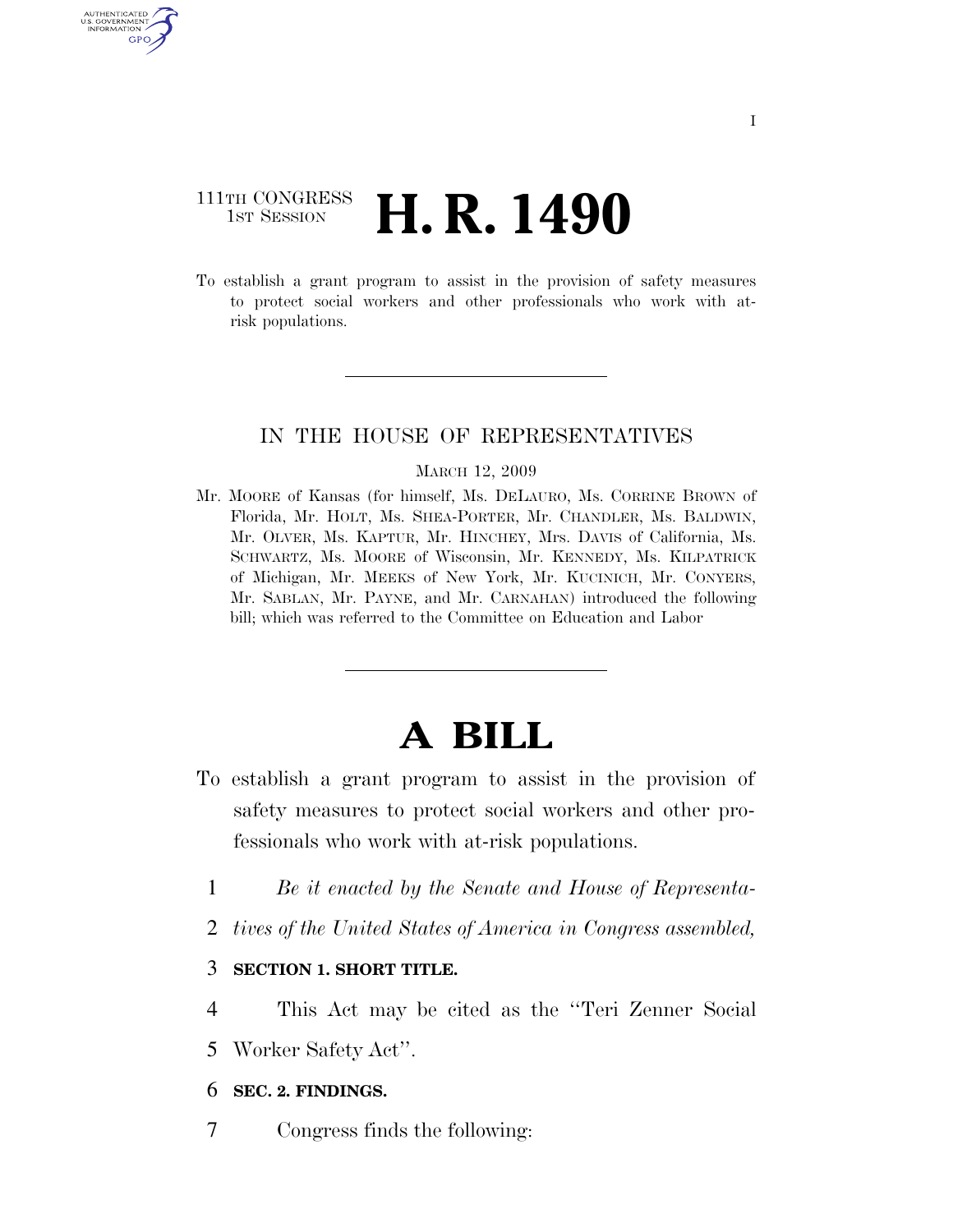111TH CONGRESS
1ST SESSION

# H. R. 1490

To establish a grant program to assist in the provision of safety measures to protect social workers and other professionals who work with at-risk populations.

IN THE HOUSE OF REPRESENTATIVES

MARCH 12, 2009

Mr. MOORE of Kansas (for himself, Ms. DELAURO, Ms. CORRINE BROWN of Florida, Mr. HOLT, Ms. SHEA-PORTER, Mr. CHANDLER, Ms. BALDWIN, Mr. OLVER, Ms. KAPTUR, Mr. HINCHEY, Mrs. DAVIS of California, Ms. SCHWARTZ, Ms. MOORE of Wisconsin, Mr. KENNEDY, Ms. KILPATRICK of Michigan, Mr. MEEKS of New York, Mr. KUCINICH, Mr. CONYERS, Mr. SABLAN, Mr. PAYNE, and Mr. CARNAHAN) introduced the following bill; which was referred to the Committee on Education and Labor

# A BILL

To establish a grant program to assist in the provision of safety measures to protect social workers and other professionals who work with at-risk populations.

1 *Be it enacted by the Senate and House of Representa-*
2 *tives of the United States of America in Congress assembled,*

3 **SECTION 1. SHORT TITLE.**

4 This Act may be cited as the ''Teri Zenner Social
5 Worker Safety Act''.

6 **SEC. 2. FINDINGS.**

7 Congress finds the following: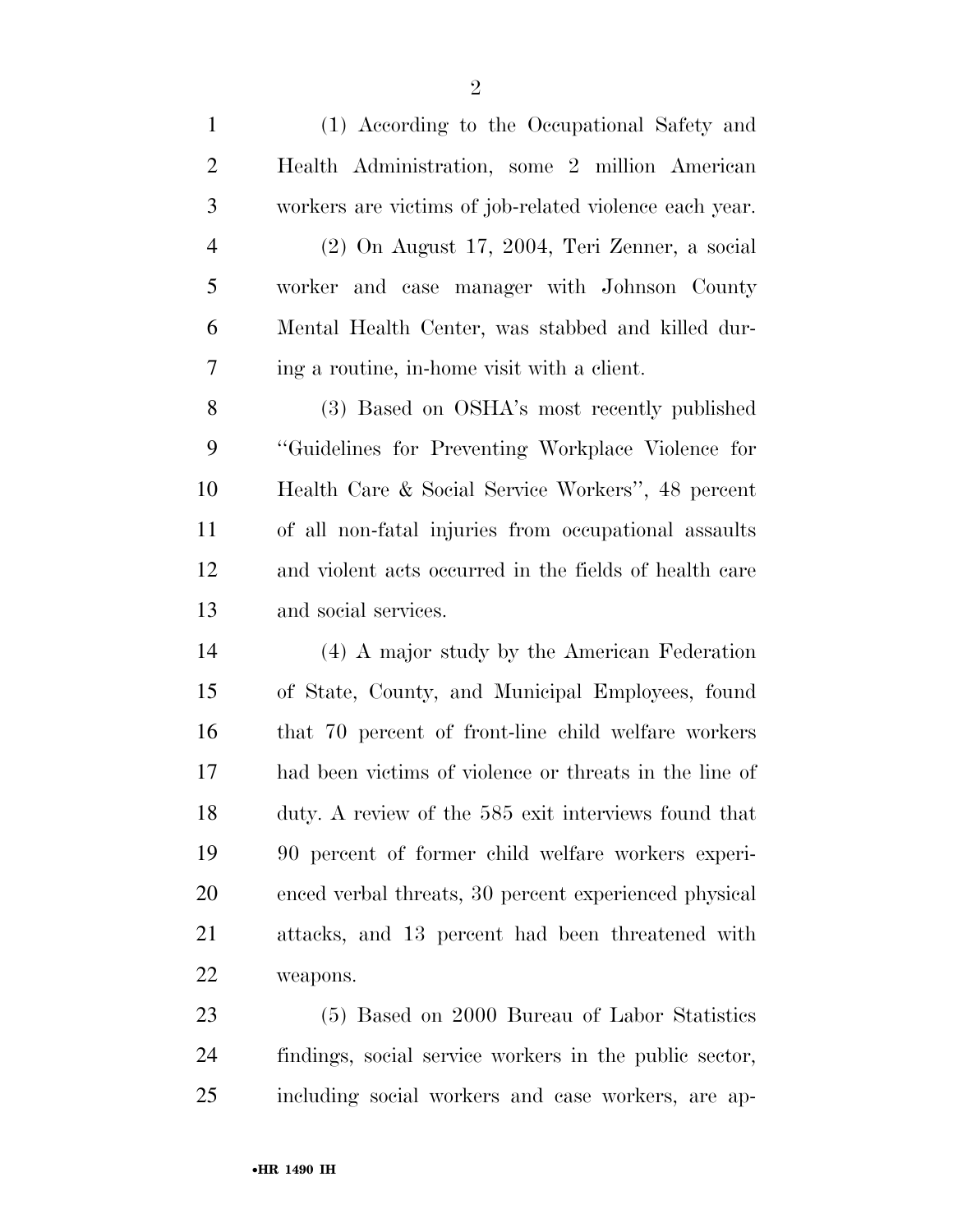(1) According to the Occupational Safety and Health Administration, some 2 million American workers are victims of job-related violence each year.

(2) On August 17, 2004, Teri Zenner, a social worker and case manager with Johnson County Mental Health Center, was stabbed and killed during a routine, in-home visit with a client.

(3) Based on OSHA's most recently published "Guidelines for Preventing Workplace Violence for Health Care & Social Service Workers", 48 percent of all non-fatal injuries from occupational assaults and violent acts occurred in the fields of health care and social services.

(4) A major study by the American Federation of State, County, and Municipal Employees, found that 70 percent of front-line child welfare workers had been victims of violence or threats in the line of duty. A review of the 585 exit interviews found that 90 percent of former child welfare workers experienced verbal threats, 30 percent experienced physical attacks, and 13 percent had been threatened with weapons.

(5) Based on 2000 Bureau of Labor Statistics findings, social service workers in the public sector, including social workers and case workers, are ap-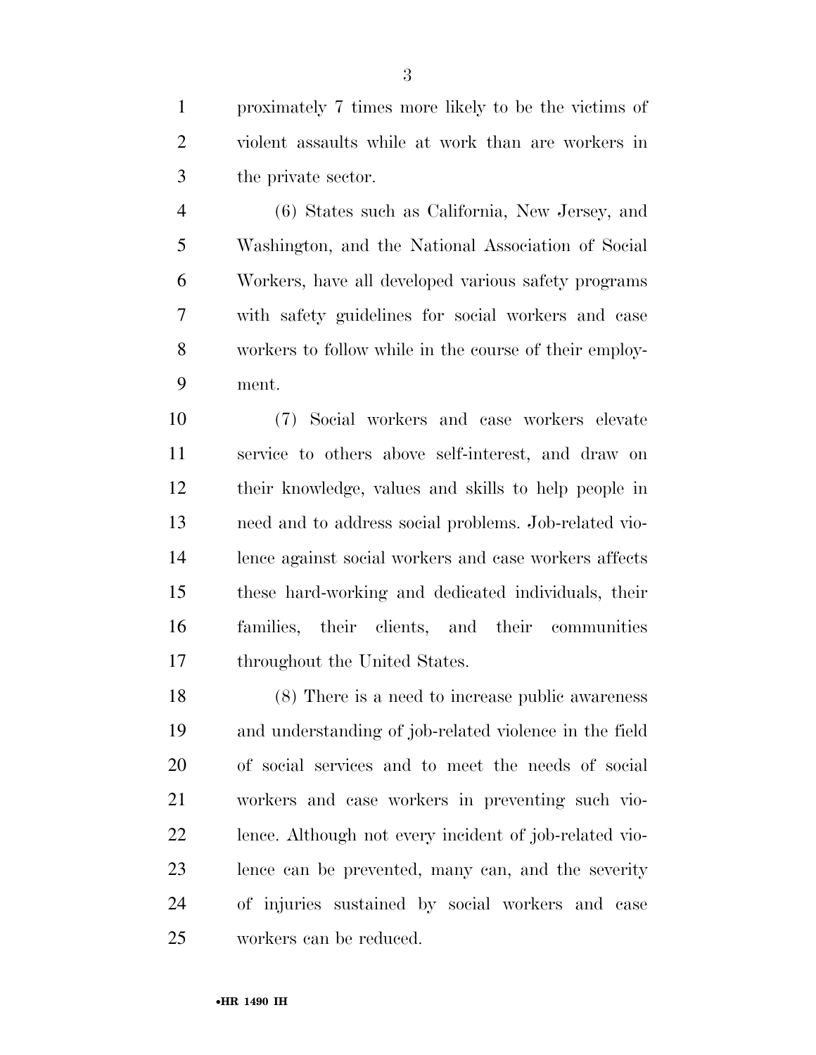proximately 7 times more likely to be the victims of violent assaults while at work than are workers in the private sector.

(6) States such as California, New Jersey, and Washington, and the National Association of Social Workers, have all developed various safety programs with safety guidelines for social workers and case workers to follow while in the course of their employment.

(7) Social workers and case workers elevate service to others above self-interest, and draw on their knowledge, values and skills to help people in need and to address social problems. Job-related violence against social workers and case workers affects these hard-working and dedicated individuals, their families, their clients, and their communities throughout the United States.

(8) There is a need to increase public awareness and understanding of job-related violence in the field of social services and to meet the needs of social workers and case workers in preventing such violence. Although not every incident of job-related violence can be prevented, many can, and the severity of injuries sustained by social workers and case workers can be reduced.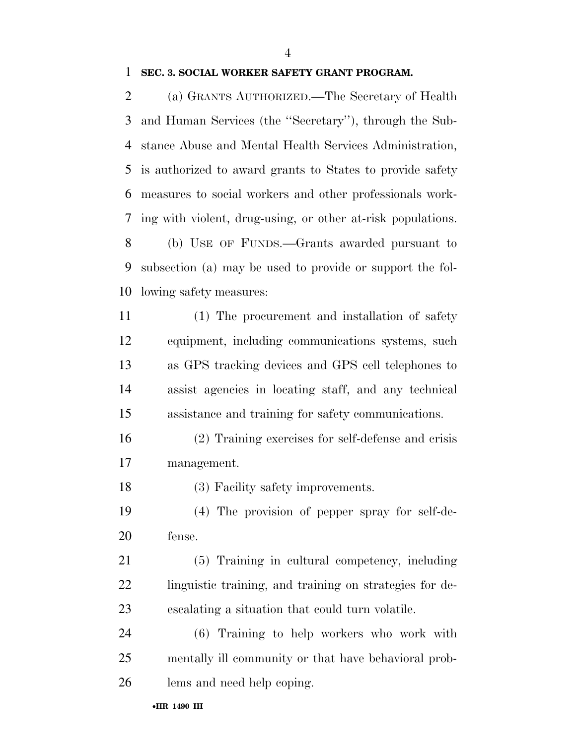**SEC. 3. SOCIAL WORKER SAFETY GRANT PROGRAM.**

(a) GRANTS AUTHORIZED.—The Secretary of Health and Human Services (the ''Secretary''), through the Substance Abuse and Mental Health Services Administration, is authorized to award grants to States to provide safety measures to social workers and other professionals working with violent, drug-using, or other at-risk populations.

(b) USE OF FUNDS.—Grants awarded pursuant to subsection (a) may be used to provide or support the following safety measures:

(1) The procurement and installation of safety equipment, including communications systems, such as GPS tracking devices and GPS cell telephones to assist agencies in locating staff, and any technical assistance and training for safety communications.

(2) Training exercises for self-defense and crisis management.

(3) Facility safety improvements.

(4) The provision of pepper spray for self-defense.

(5) Training in cultural competency, including linguistic training, and training on strategies for de-escalating a situation that could turn volatile.

(6) Training to help workers who work with mentally ill community or that have behavioral problems and need help coping.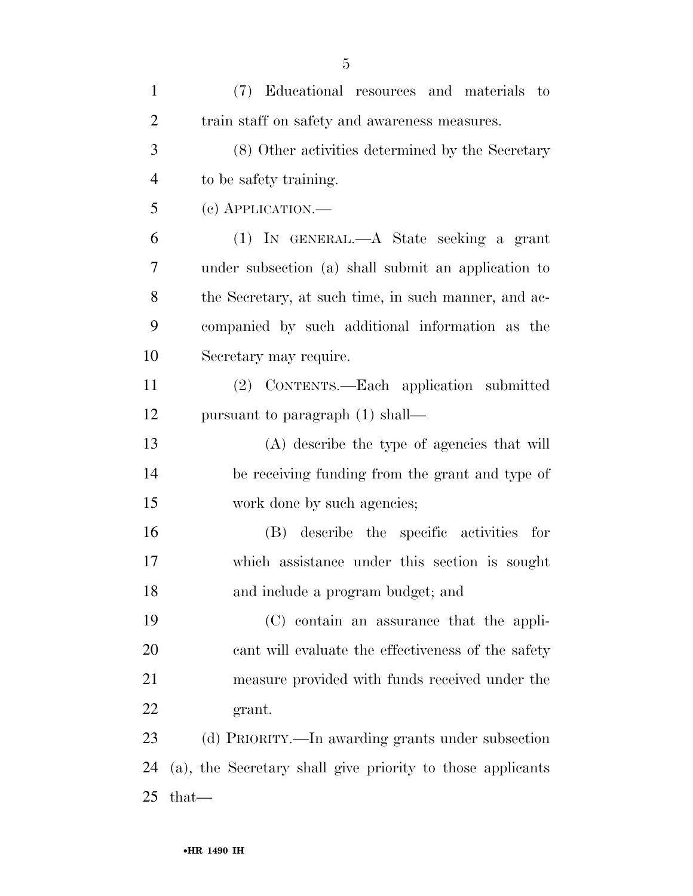(7) Educational resources and materials to train staff on safety and awareness measures.

(8) Other activities determined by the Secretary to be safety training.

(c) APPLICATION.—

(1) IN GENERAL.—A State seeking a grant under subsection (a) shall submit an application to the Secretary, at such time, in such manner, and accompanied by such additional information as the Secretary may require.

(2) CONTENTS.—Each application submitted pursuant to paragraph (1) shall—

(A) describe the type of agencies that will be receiving funding from the grant and type of work done by such agencies;

(B) describe the specific activities for which assistance under this section is sought and include a program budget; and

(C) contain an assurance that the applicant will evaluate the effectiveness of the safety measure provided with funds received under the grant.

(d) PRIORITY.—In awarding grants under subsection (a), the Secretary shall give priority to those applicants that—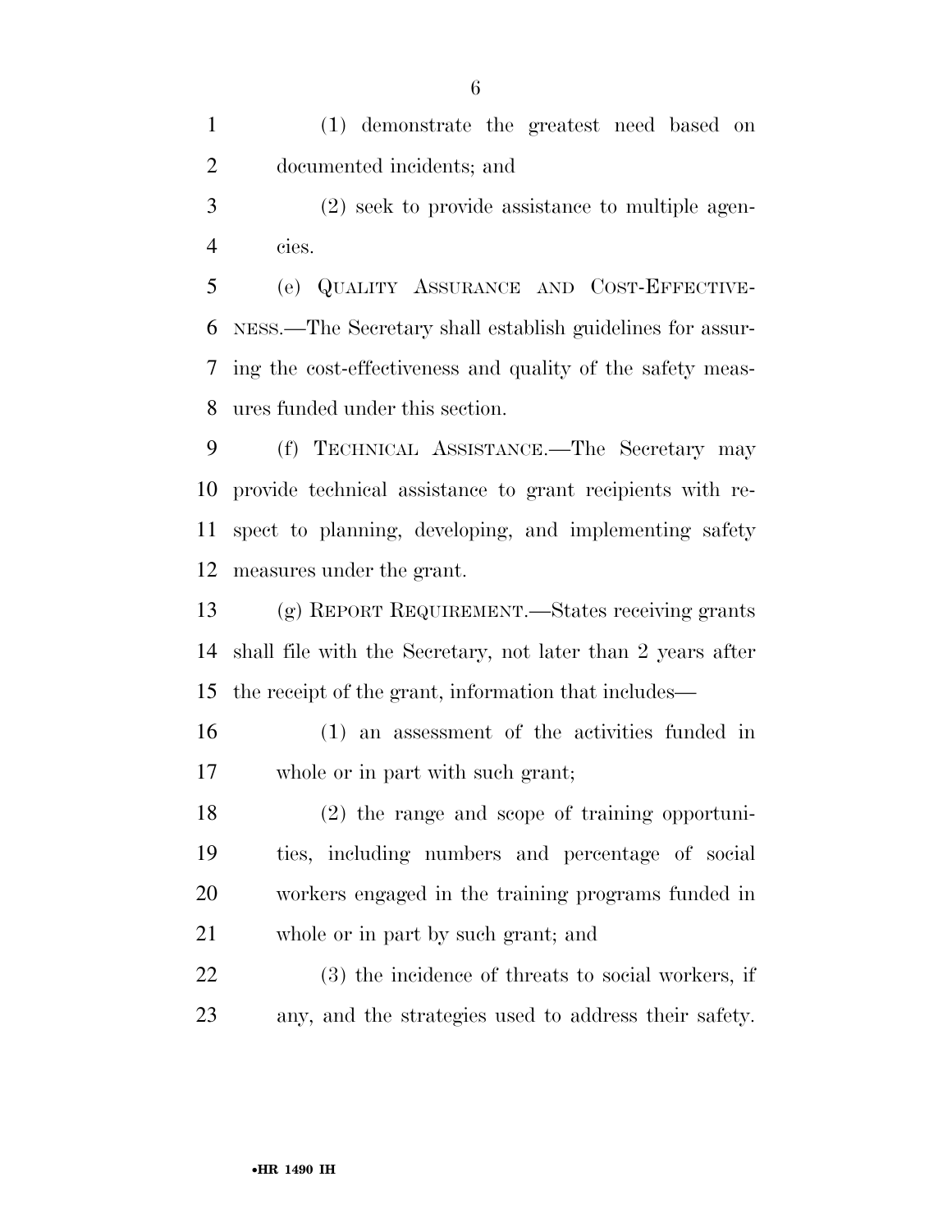(1) demonstrate the greatest need based on documented incidents; and

(2) seek to provide assistance to multiple agencies.

(e) QUALITY ASSURANCE AND COST-EFFECTIVENESS.—The Secretary shall establish guidelines for assuring the cost-effectiveness and quality of the safety measures funded under this section.

(f) TECHNICAL ASSISTANCE.—The Secretary may provide technical assistance to grant recipients with respect to planning, developing, and implementing safety measures under the grant.

(g) REPORT REQUIREMENT.—States receiving grants shall file with the Secretary, not later than 2 years after the receipt of the grant, information that includes—

(1) an assessment of the activities funded in whole or in part with such grant;

(2) the range and scope of training opportunities, including numbers and percentage of social workers engaged in the training programs funded in whole or in part by such grant; and

(3) the incidence of threats to social workers, if any, and the strategies used to address their safety.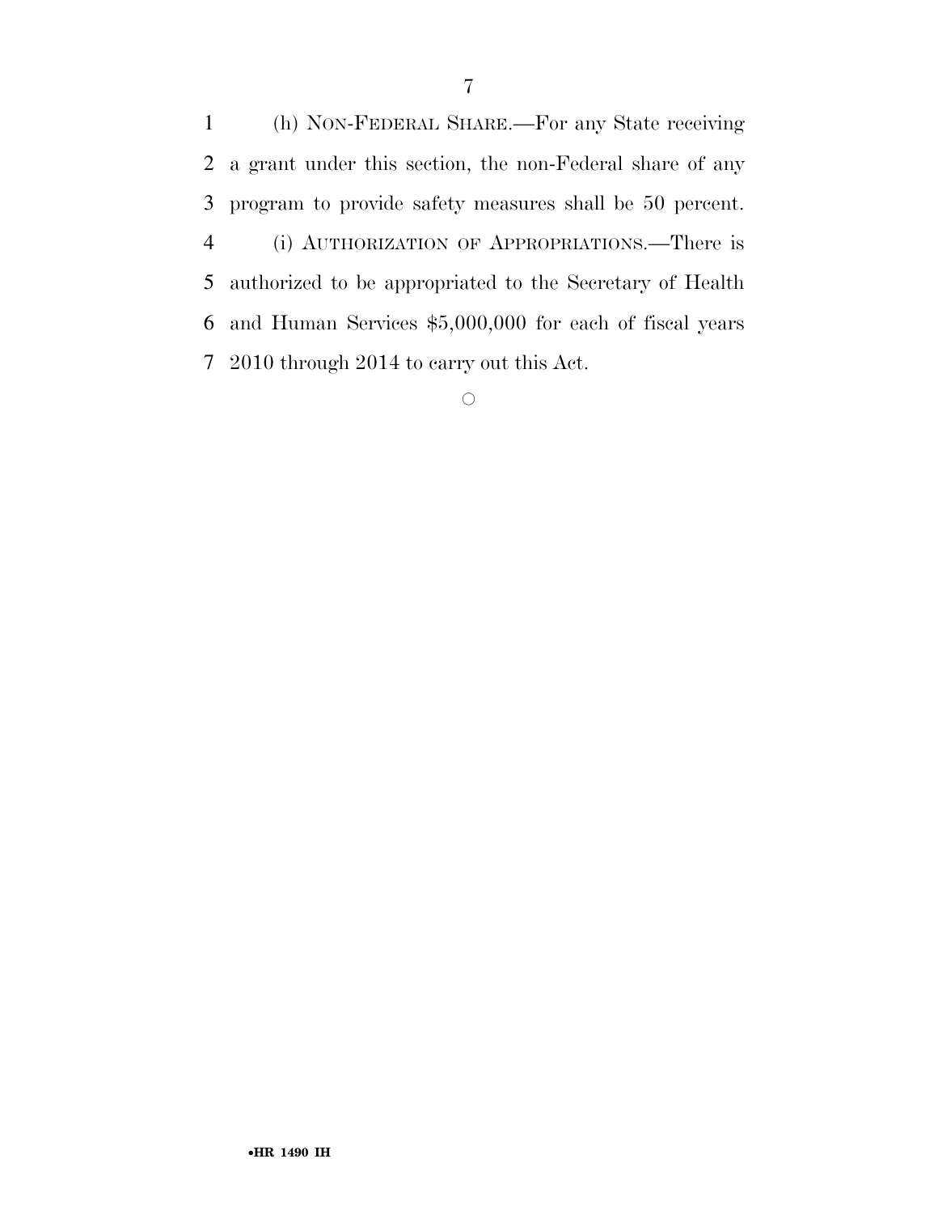(h) NON-FEDERAL SHARE.—For any State receiving a grant under this section, the non-Federal share of any program to provide safety measures shall be 50 percent.

(i) AUTHORIZATION OF APPROPRIATIONS.—There is authorized to be appropriated to the Secretary of Health and Human Services $5,000,000 for each of fiscal years 2010 through 2014 to carry out this Act.

○